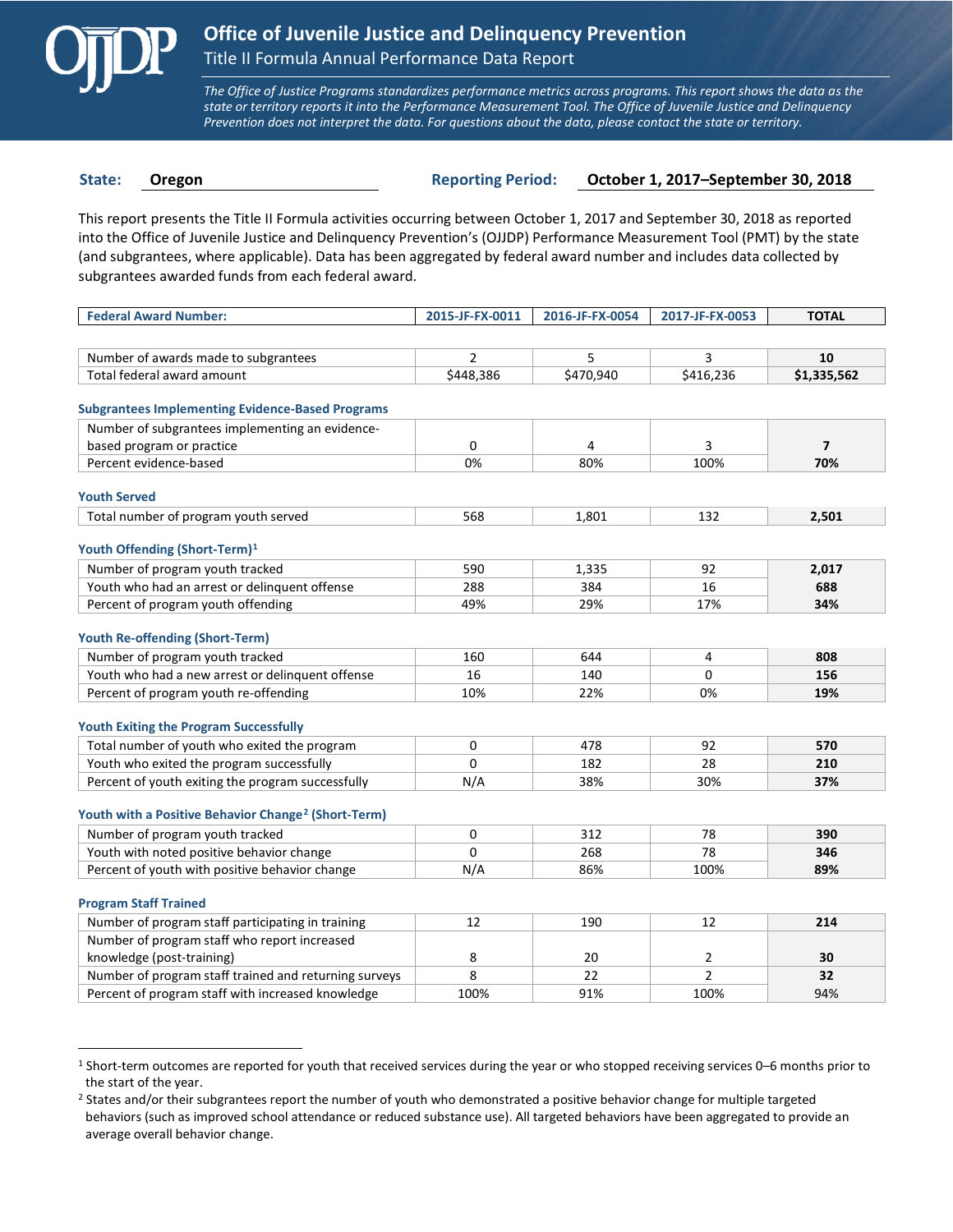# Office of Juvenile Justice and Delinquency Prevention

## Title II Formula Annual Performance Data Report

*The Office of Justice Programs standardizes performance metrics across programs. This report shows the data as the state or territory reports it into the Performance Measurement Tool. The Office of Juvenile Justice and Delinquency Prevention does not interpret the data. For questions about the data, please contact the state or territory.*

**State:** Oregon **Reporting Period:** October 1, 2017–September 30, 2018

This report presents the Title II Formula activities occurring between October 1, 2017 and September 30, 2018 as reported into the Office of Juvenile Justice and Delinquency Prevention's (OJJDP) Performance Measurement Tool (PMT) by the state (and subgrantees, where applicable). Data has been aggregated by federal award number and includes data collected by subgrantees awarded funds from each federal award.

| Federal Award Number: | 2015-JF-FX-0011 | 2016-JF-FX-0054 | 2017-JF-FX-0053 | TOTAL |
|---|---|---|---|---|
| Number of awards made to subgrantees | 2 | 5 | 3 | **10** |
| Total federal award amount | $448,386 | $470,940 | $416,236 | **$1,335,562** |
| **Subgrantees Implementing Evidence-Based Programs** | | | | |
| Number of subgrantees implementing an evidence-based program or practice | 0 | 4 | 3 | **7** |
| Percent evidence-based | 0% | 80% | 100% | **70%** |
| **Youth Served** | | | | |
| Total number of program youth served | 568 | 1,801 | 132 | **2,501** |
| **Youth Offending (Short-Term)[1]** | | | | |
| Number of program youth tracked | 590 | 1,335 | 92 | **2,017** |
| Youth who had an arrest or delinquent offense | 288 | 384 | 16 | **688** |
| Percent of program youth offending | 49% | 29% | 17% | **34%** |
| **Youth Re-offending (Short-Term)** | | | | |
| Number of program youth tracked | 160 | 644 | 4 | **808** |
| Youth who had a new arrest or delinquent offense | 16 | 140 | 0 | **156** |
| Percent of program youth re-offending | 10% | 22% | 0% | **19%** |
| **Youth Exiting the Program Successfully** | | | | |
| Total number of youth who exited the program | 0 | 478 | 92 | **570** |
| Youth who exited the program successfully | 0 | 182 | 28 | **210** |
| Percent of youth exiting the program successfully | N/A | 38% | 30% | **37%** |
| **Youth with a Positive Behavior Change[2] (Short-Term)** | | | | |
| Number of program youth tracked | 0 | 312 | 78 | **390** |
| Youth with noted positive behavior change | 0 | 268 | 78 | **346** |
| Percent of youth with positive behavior change | N/A | 86% | 100% | **89%** |
| **Program Staff Trained** | | | | |
| Number of program staff participating in training | 12 | 190 | 12 | **214** |
| Number of program staff who report increased knowledge (post-training) | 8 | 20 | 2 | **30** |
| Number of program staff trained and returning surveys | 8 | 22 | 2 | **32** |
| Percent of program staff with increased knowledge | 100% | 91% | 100% | 94% |

[1] Short-term outcomes are reported for youth that received services during the year or who stopped receiving services 0–6 months prior to the start of the year.

[2] States and/or their subgrantees report the number of youth who demonstrated a positive behavior change for multiple targeted behaviors (such as improved school attendance or reduced substance use). All targeted behaviors have been aggregated to provide an average overall behavior change.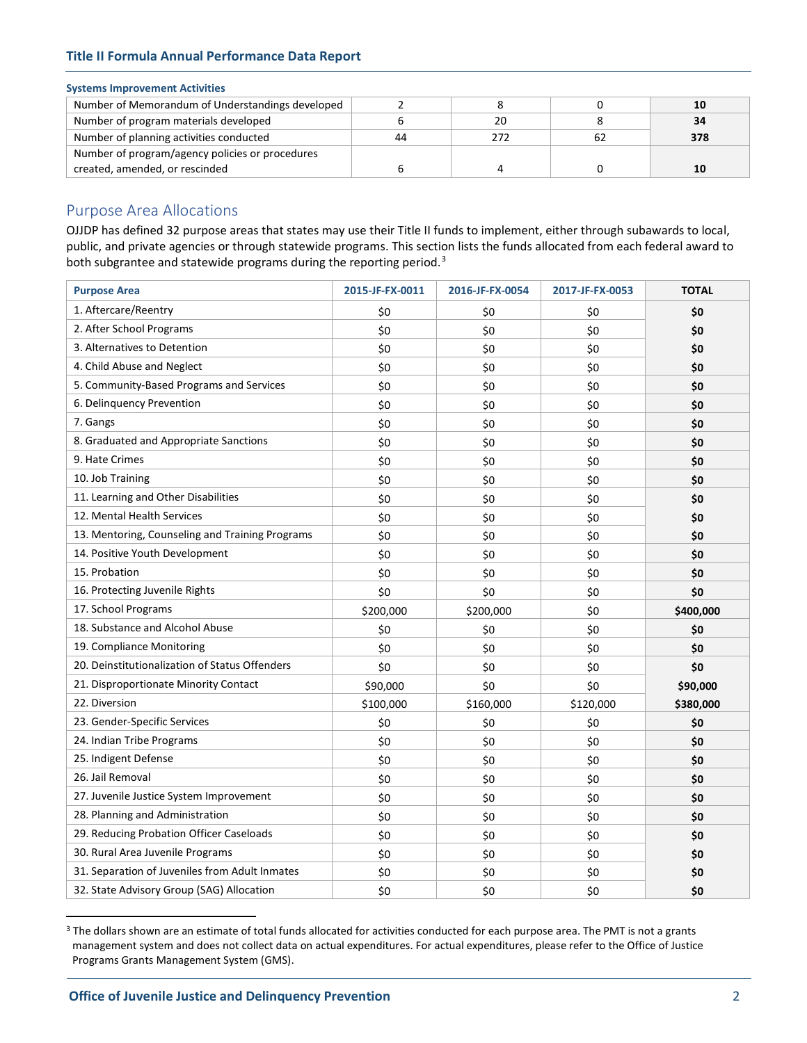**Systems Improvement Activities**

| | | | | |
|---|---|---|---|---|
| Number of Memorandum of Understandings developed | 2 | 8 | 0 | **10** |
| Number of program materials developed | 6 | 20 | 8 | **34** |
| Number of planning activities conducted | 44 | 272 | 62 | **378** |
| Number of program/agency policies or procedures created, amended, or rescinded | 6 | 4 | 0 | **10** |

## Purpose Area Allocations

OJJDP has defined 32 purpose areas that states may use their Title II funds to implement, either through subawards to local, public, and private agencies or through statewide programs. This section lists the funds allocated from each federal award to both subgrantee and statewide programs during the reporting period.[3]

| Purpose Area | 2015-JF-FX-0011 | 2016-JF-FX-0054 | 2017-JF-FX-0053 | TOTAL |
|---|---|---|---|---|
| 1. Aftercare/Reentry | $0 | $0 | $0 | **$0** |
| 2. After School Programs | $0 | $0 | $0 | **$0** |
| 3. Alternatives to Detention | $0 | $0 | $0 | **$0** |
| 4. Child Abuse and Neglect | $0 | $0 | $0 | **$0** |
| 5. Community-Based Programs and Services | $0 | $0 | $0 | **$0** |
| 6. Delinquency Prevention | $0 | $0 | $0 | **$0** |
| 7. Gangs | $0 | $0 | $0 | **$0** |
| 8. Graduated and Appropriate Sanctions | $0 | $0 | $0 | **$0** |
| 9. Hate Crimes | $0 | $0 | $0 | **$0** |
| 10. Job Training | $0 | $0 | $0 | **$0** |
| 11. Learning and Other Disabilities | $0 | $0 | $0 | **$0** |
| 12. Mental Health Services | $0 | $0 | $0 | **$0** |
| 13. Mentoring, Counseling and Training Programs | $0 | $0 | $0 | **$0** |
| 14. Positive Youth Development | $0 | $0 | $0 | **$0** |
| 15. Probation | $0 | $0 | $0 | **$0** |
| 16. Protecting Juvenile Rights | $0 | $0 | $0 | **$0** |
| 17. School Programs | $200,000 | $200,000 | $0 | **$400,000** |
| 18. Substance and Alcohol Abuse | $0 | $0 | $0 | **$0** |
| 19. Compliance Monitoring | $0 | $0 | $0 | **$0** |
| 20. Deinstitutionalization of Status Offenders | $0 | $0 | $0 | **$0** |
| 21. Disproportionate Minority Contact | $90,000 | $0 | $0 | **$90,000** |
| 22. Diversion | $100,000 | $160,000 | $120,000 | **$380,000** |
| 23. Gender-Specific Services | $0 | $0 | $0 | **$0** |
| 24. Indian Tribe Programs | $0 | $0 | $0 | **$0** |
| 25. Indigent Defense | $0 | $0 | $0 | **$0** |
| 26. Jail Removal | $0 | $0 | $0 | **$0** |
| 27. Juvenile Justice System Improvement | $0 | $0 | $0 | **$0** |
| 28. Planning and Administration | $0 | $0 | $0 | **$0** |
| 29. Reducing Probation Officer Caseloads | $0 | $0 | $0 | **$0** |
| 30. Rural Area Juvenile Programs | $0 | $0 | $0 | **$0** |
| 31. Separation of Juveniles from Adult Inmates | $0 | $0 | $0 | **$0** |
| 32. State Advisory Group (SAG) Allocation | $0 | $0 | $0 | **$0** |

[3] The dollars shown are an estimate of total funds allocated for activities conducted for each purpose area. The PMT is not a grants management system and does not collect data on actual expenditures. For actual expenditures, please refer to the Office of Justice Programs Grants Management System (GMS).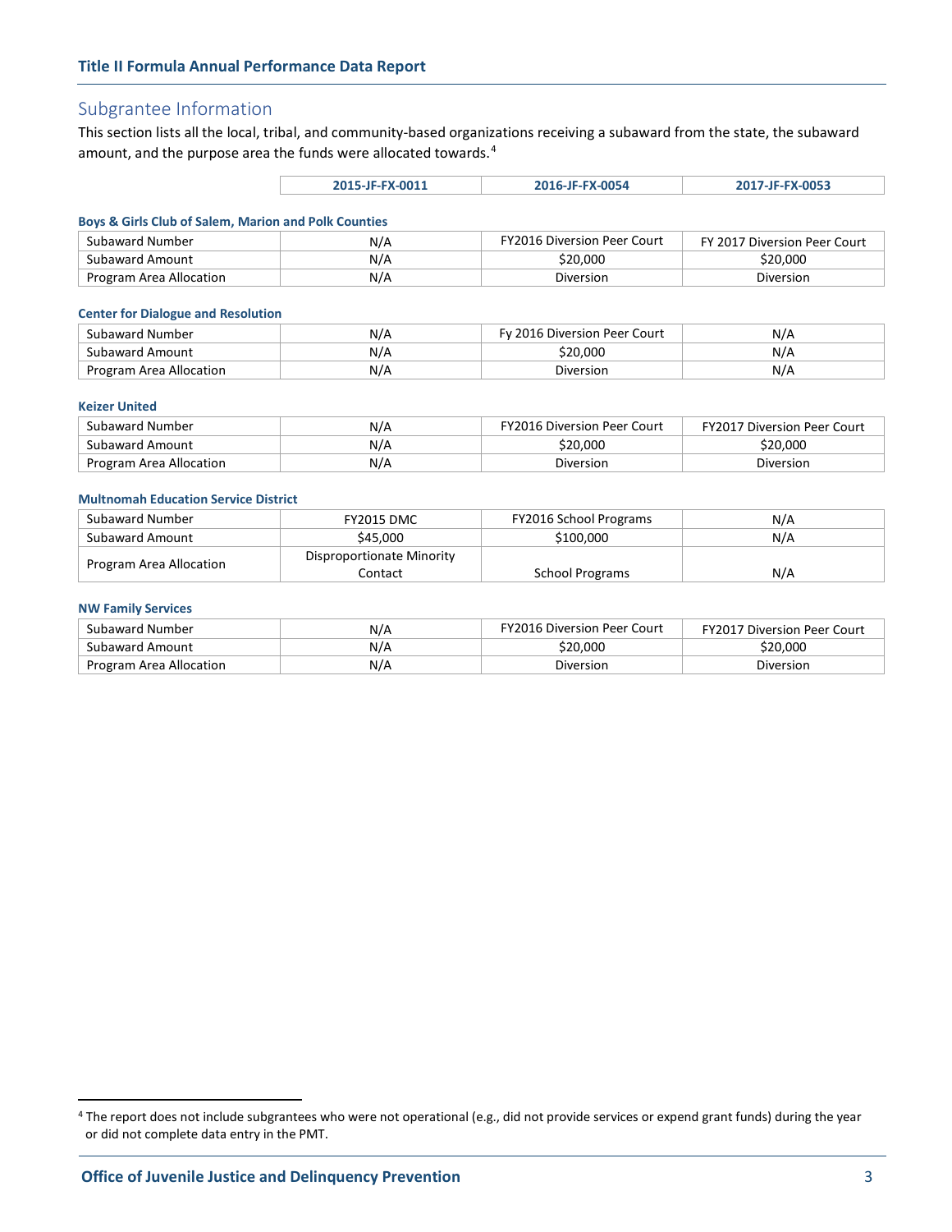## Subgrantee Information

This section lists all the local, tribal, and community-based organizations receiving a subaward from the state, the subaward amount, and the purpose area the funds were allocated towards.[4]

**Boys & Girls Club of Salem, Marion and Polk Counties**

| | 2015-JF-FX-0011 | 2016-JF-FX-0054 | 2017-JF-FX-0053 |
|---|---|---|---|
| Subaward Number | N/A | FY2016 Diversion Peer Court | FY 2017 Diversion Peer Court |
| Subaward Amount | N/A | $20,000 | $20,000 |
| Program Area Allocation | N/A | Diversion | Diversion |

**Center for Dialogue and Resolution**

| | 2015-JF-FX-0011 | 2016-JF-FX-0054 | 2017-JF-FX-0053 |
|---|---|---|---|
| Subaward Number | N/A | Fy 2016 Diversion Peer Court | N/A |
| Subaward Amount | N/A | $20,000 | N/A |
| Program Area Allocation | N/A | Diversion | N/A |

**Keizer United**

| | 2015-JF-FX-0011 | 2016-JF-FX-0054 | 2017-JF-FX-0053 |
|---|---|---|---|
| Subaward Number | N/A | FY2016 Diversion Peer Court | FY2017 Diversion Peer Court |
| Subaward Amount | N/A | $20,000 | $20,000 |
| Program Area Allocation | N/A | Diversion | Diversion |

**Multnomah Education Service District**

| | 2015-JF-FX-0011 | 2016-JF-FX-0054 | 2017-JF-FX-0053 |
|---|---|---|---|
| Subaward Number | FY2015 DMC | FY2016 School Programs | N/A |
| Subaward Amount | $45,000 | $100,000 | N/A |
| Program Area Allocation | Disproportionate Minority Contact | School Programs | N/A |

**NW Family Services**

| | 2015-JF-FX-0011 | 2016-JF-FX-0054 | 2017-JF-FX-0053 |
|---|---|---|---|
| Subaward Number | N/A | FY2016 Diversion Peer Court | FY2017 Diversion Peer Court |
| Subaward Amount | N/A | $20,000 | $20,000 |
| Program Area Allocation | N/A | Diversion | Diversion |

[4] The report does not include subgrantees who were not operational (e.g., did not provide services or expend grant funds) during the year or did not complete data entry in the PMT.